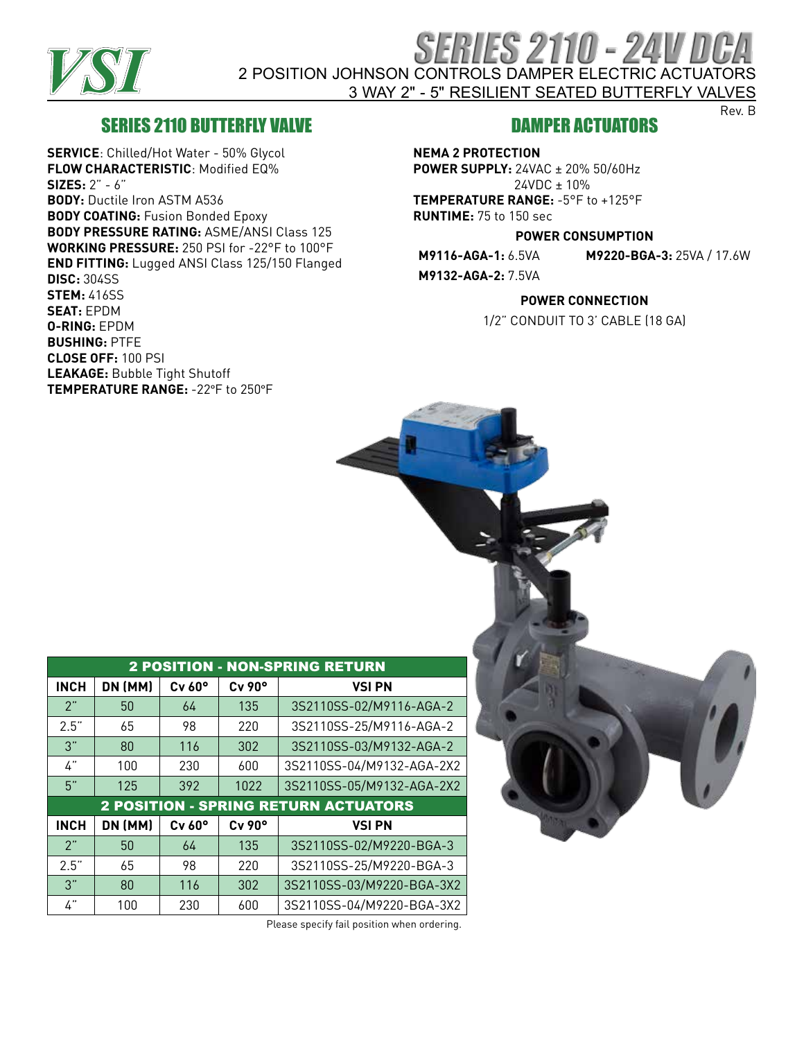# SERIES 2110 - 24V DCA

2 POSITION JOHNSON CONTROLS DAMPER ELECTRIC ACTUATORS

3 WAY 2" - 5" RESILIENT SEATED BUTTERFLY VALVES

Rev. B

## SERIES 2110 BUTTERFLY VALVE

**SERVICE**: Chilled/Hot Water - 50% Glycol
**FLOW CHARACTERISTIC**: Modified EQ%
**SIZES:** 2" - 6"
**BODY:** Ductile Iron ASTM A536
**BODY COATING:** Fusion Bonded Epoxy
**BODY PRESSURE RATING:** ASME/ANSI Class 125
**WORKING PRESSURE:** 250 PSI for -22°F to 100°F
**END FITTING:** Lugged ANSI Class 125/150 Flanged
**DISC:** 304SS
**STEM:** 416SS
**SEAT:** EPDM
**O-RING:** EPDM
**BUSHING:** PTFE
**CLOSE OFF:** 100 PSI
**LEAKAGE:** Bubble Tight Shutoff
**TEMPERATURE RANGE:** -22°F to 250°F

## DAMPER ACTUATORS

**NEMA 2 PROTECTION**
**POWER SUPPLY:** 24VAC ± 20% 50/60Hz
24VDC ± 10%
**TEMPERATURE RANGE:** -5°F to +125°F
**RUNTIME:** 75 to 150 sec

**POWER CONSUMPTION**

**M9116-AGA-1:** 6.5VA
**M9132-AGA-2:** 7.5VA
**M9220-BGA-3:** 25VA / 17.6W

**POWER CONNECTION**

1/2" CONDUIT TO 3' CABLE (18 GA)

| 2 POSITION - NON-SPRING RETURN | | | | |
|---|---|---|---|---|
| **INCH** | **DN (MM)** | **Cv 60°** | **Cv 90°** | **VSI PN** |
| 2" | 50 | 64 | 135 | 3S2110SS-02/M9116-AGA-2 |
| 2.5" | 65 | 98 | 220 | 3S2110SS-25/M9116-AGA-2 |
| 3" | 80 | 116 | 302 | 3S2110SS-03/M9132-AGA-2 |
| 4" | 100 | 230 | 600 | 3S2110SS-04/M9132-AGA-2X2 |
| 5" | 125 | 392 | 1022 | 3S2110SS-05/M9132-AGA-2X2 |
| **2 POSITION - SPRING RETURN ACTUATORS** | | | | |
| **INCH** | **DN (MM)** | **Cv 60°** | **Cv 90°** | **VSI PN** |
| 2" | 50 | 64 | 135 | 3S2110SS-02/M9220-BGA-3 |
| 2.5" | 65 | 98 | 220 | 3S2110SS-25/M9220-BGA-3 |
| 3" | 80 | 116 | 302 | 3S2110SS-03/M9220-BGA-3X2 |
| 4" | 100 | 230 | 600 | 3S2110SS-04/M9220-BGA-3X2 |

Please specify fail position when ordering.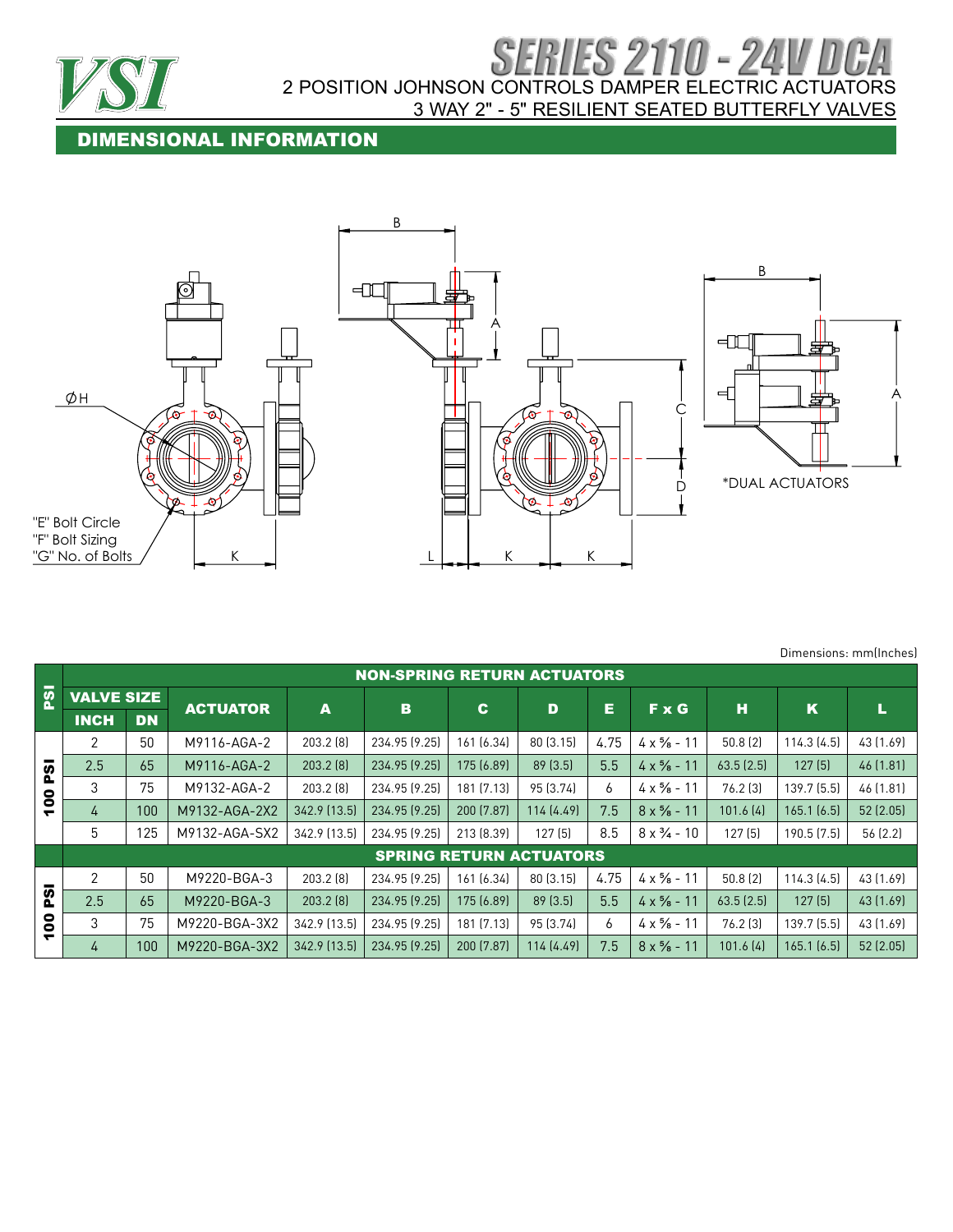# SERIES 2110 - 24V DCA

2 POSITION JOHNSON CONTROLS DAMPER ELECTRIC ACTUATORS
3 WAY 2" - 5" RESILIENT SEATED BUTTERFLY VALVES

## DIMENSIONAL INFORMATION

B

B

A

A

C

D

ØH

"E" Bolt Circle
"F" Bolt Sizing
"G" No. of Bolts

K

L

K

K

*DUAL ACTUATORS

Dimensions: mm(Inches)

| PSI | VALVE SIZE | | ACTUATOR | A | B | C | D | E | F x G | H | K | L |
|---|---|---|---|---|---|---|---|---|---|---|---|---|
| | INCH | DN | | | | | | | | | | |
| | **NON-SPRING RETURN ACTUATORS** | | | | | | | | | | | |
| 100 PSI | 2 | 50 | M9116-AGA-2 | 203.2 (8) | 234.95 (9.25) | 161 (6.34) | 80 (3.15) | 4.75 | 4 x ⅝ - 11 | 50.8 (2) | 114.3 (4.5) | 43 (1.69) |
| 100 PSI | 2.5 | 65 | M9116-AGA-2 | 203.2 (8) | 234.95 (9.25) | 175 (6.89) | 89 (3.5) | 5.5 | 4 x ⅝ - 11 | 63.5 (2.5) | 127 (5) | 46 (1.81) |
| 100 PSI | 3 | 75 | M9132-AGA-2 | 203.2 (8) | 234.95 (9.25) | 181 (7.13) | 95 (3.74) | 6 | 4 x ⅝ - 11 | 76.2 (3) | 139.7 (5.5) | 46 (1.81) |
| 100 PSI | 4 | 100 | M9132-AGA-2X2 | 342.9 (13.5) | 234.95 (9.25) | 200 (7.87) | 114 (4.49) | 7.5 | 8 x ⅝ - 11 | 101.6 (4) | 165.1 (6.5) | 52 (2.05) |
| 100 PSI | 5 | 125 | M9132-AGA-SX2 | 342.9 (13.5) | 234.95 (9.25) | 213 (8.39) | 127 (5) | 8.5 | 8 x ¾ - 10 | 127 (5) | 190.5 (7.5) | 56 (2.2) |
| | **SPRING RETURN ACTUATORS** | | | | | | | | | | | |
| 100 PSI | 2 | 50 | M9220-BGA-3 | 203.2 (8) | 234.95 (9.25) | 161 (6.34) | 80 (3.15) | 4.75 | 4 x ⅝ - 11 | 50.8 (2) | 114.3 (4.5) | 43 (1.69) |
| 100 PSI | 2.5 | 65 | M9220-BGA-3 | 203.2 (8) | 234.95 (9.25) | 175 (6.89) | 89 (3.5) | 5.5 | 4 x ⅝ - 11 | 63.5 (2.5) | 127 (5) | 43 (1.69) |
| 100 PSI | 3 | 75 | M9220-BGA-3X2 | 342.9 (13.5) | 234.95 (9.25) | 181 (7.13) | 95 (3.74) | 6 | 4 x ⅝ - 11 | 76.2 (3) | 139.7 (5.5) | 43 (1.69) |
| 100 PSI | 4 | 100 | M9220-BGA-3X2 | 342.9 (13.5) | 234.95 (9.25) | 200 (7.87) | 114 (4.49) | 7.5 | 8 x ⅝ - 11 | 101.6 (4) | 165.1 (6.5) | 52 (2.05) |